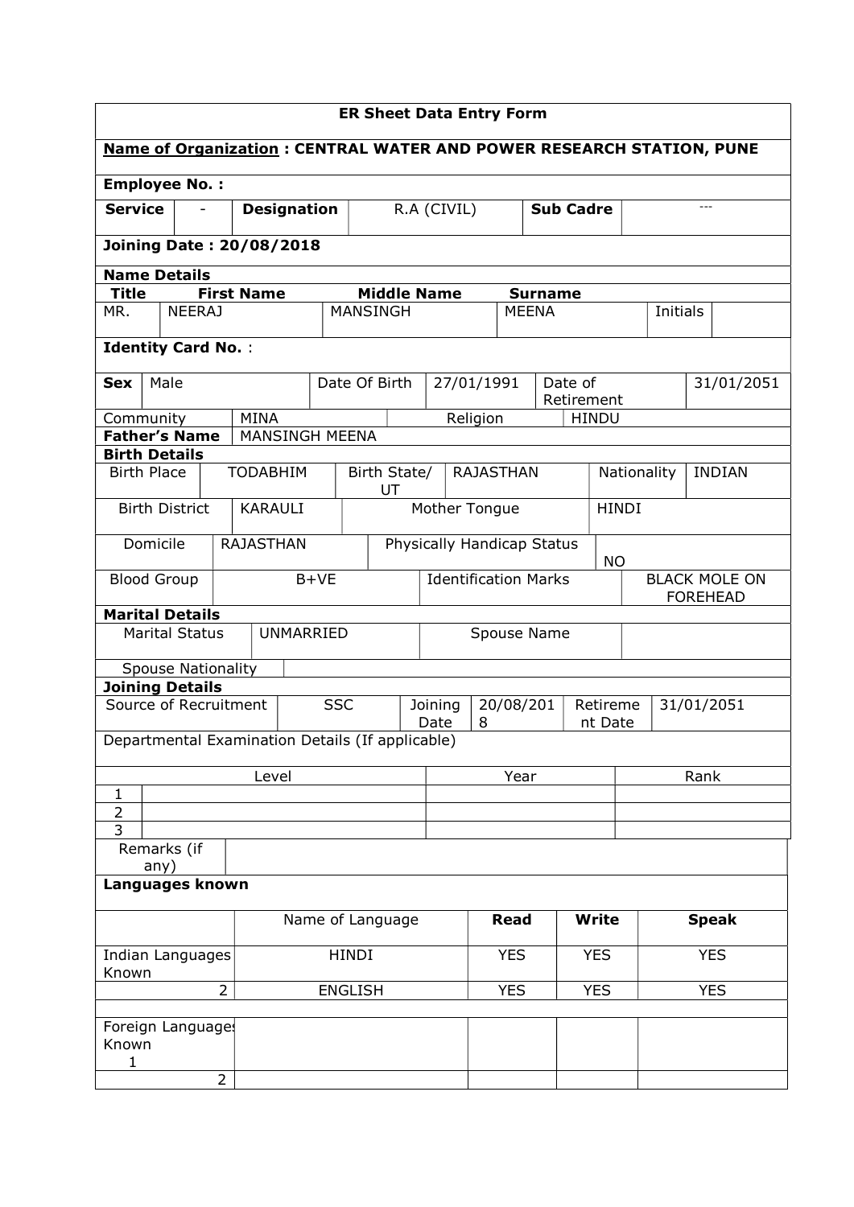# ER Sheet Data Entry Form

**Name of Organization : CENTRAL WATER AND POWER RESEARCH STATION, PUNE**

**Employee No. :**

| **Service** | - | **Designation** | R.A (CIVIL) | **Sub Cadre** | --- |
|---|---|---|---|---|---|

**Joining Date : 20/08/2018**

**Name Details**

| **Title** | **First Name** | **Middle Name** | **Surname** | | |
|---|---|---|---|---|---|
| MR. | NEERAJ | MANSINGH | MEENA | Initials | |

**Identity Card No.** :

| **Sex** | Male | Date Of Birth | 27/01/1991 | Date of Retirement | 31/01/2051 |
|---|---|---|---|---|---|
| Community | MINA | | Religion | HINDU | |
| **Father's Name** | MANSINGH MEENA | | | | |

**Birth Details**

| Birth Place | TODABHIM | Birth State/ UT | RAJASTHAN | Nationality | INDIAN |
|---|---|---|---|---|---|
| Birth District | KARAULI | Mother Tongue | | HINDI | |
| Domicile | RAJASTHAN | Physically Handicap Status | | NO | |
| Blood Group | B+VE | Identification Marks | | BLACK MOLE ON FOREHEAD | |

**Marital Details**

| Marital Status | UNMARRIED | Spouse Name | |
|---|---|---|---|
| Spouse Nationality | | | |

**Joining Details**

| Source of Recruitment | SSC | Joining Date | 20/08/2018 | Retirement Date | 31/01/2051 |
|---|---|---|---|---|---|

Departmental Examination Details (If applicable)

| | Level | Year | Rank |
|---|---|---|---|
| 1 | | | |
| 2 | | | |
| 3 | | | |

| Remarks (if any) | |
|---|---|

**Languages known**

| | Name of Language | **Read** | **Write** | **Speak** |
|---|---|---|---|---|
| Indian Languages Known | HINDI | YES | YES | YES |
| 2 | ENGLISH | YES | YES | YES |
| | | | | |
| Foreign Languages Known 1 | | | | |
| 2 | | | | |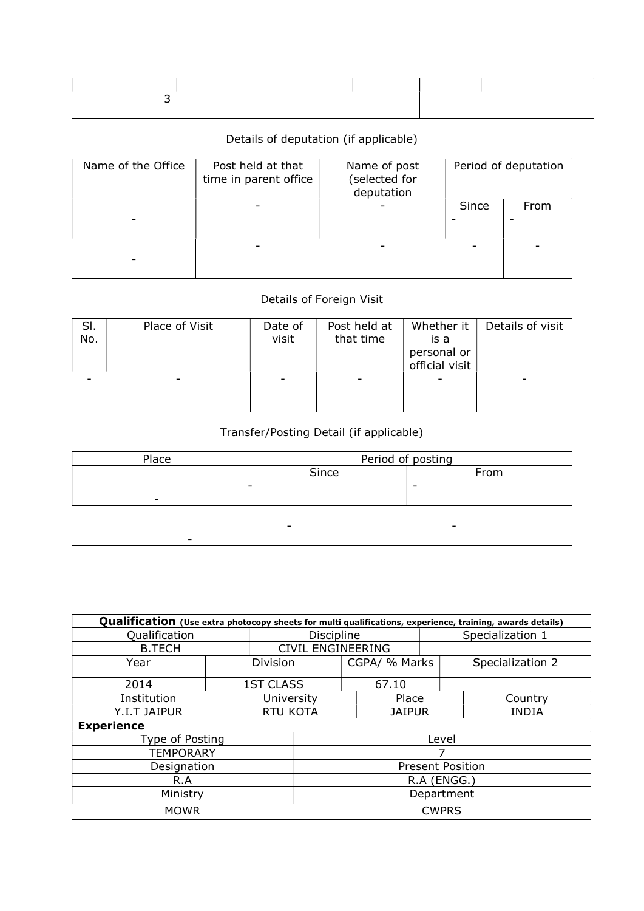| | | | | |
|---|---|---|---|---|
| 3 | | | | |

Details of deputation (if applicable)

| Name of the Office | Post held at that time in parent office | Name of post (selected for deputation | Period of deputation | |
|---|---|---|---|---|
| | | | Since | From |
| - | - | - | - | - |
| - | - | - | - | - |

Details of Foreign Visit

| Sl. No. | Place of Visit | Date of visit | Post held at that time | Whether it is a personal or official visit | Details of visit |
|---|---|---|---|---|---|
| - | - | - | - | - | - |

Transfer/Posting Detail (if applicable)

| Place | Period of posting | |
|---|---|---|
| | Since | From |
| - | - | - |
| - | - | - |

| **Qualification** (Use extra photocopy sheets for multi qualifications, experience, training, awards details) | | | |
|---|---|---|---|
| Qualification | Discipline | Specialization 1 | |
| B.TECH | CIVIL ENGINEERING | | |
| Year | Division | CGPA/ % Marks | Specialization 2 |
| 2014 | 1ST CLASS | 67.10 | |
| Institution | University | Place | Country |
| Y.I.T JAIPUR | RTU KOTA | JAIPUR | INDIA |
| **Experience** | | | |
| Type of Posting | Level | | |
| TEMPORARY | 7 | | |
| Designation | Present Position | | |
| R.A | R.A (ENGG.) | | |
| Ministry | Department | | |
| MOWR | CWPRS | | |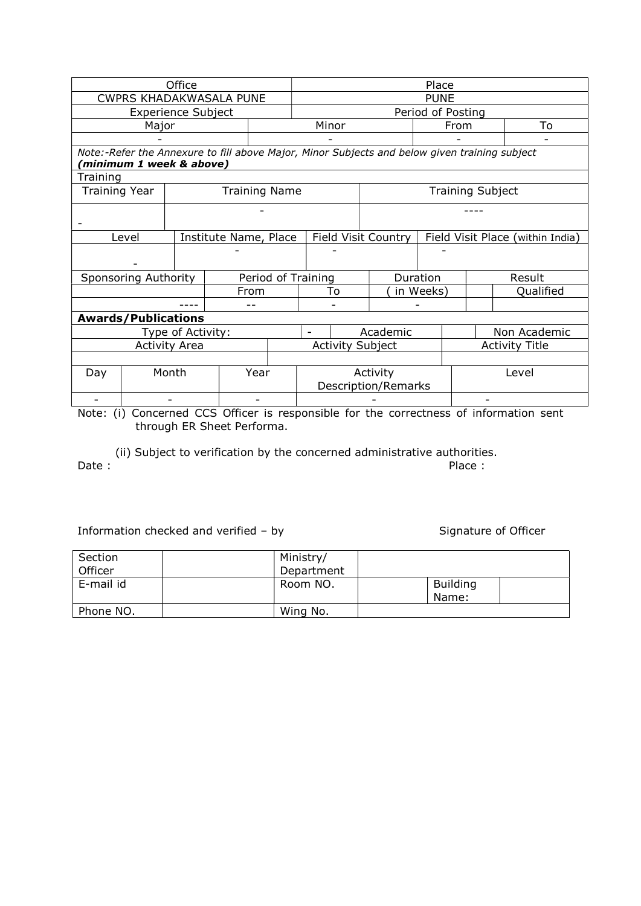| Office | Place |
|---|---|
| CWPRS KHADAKWASALA PUNE | PUNE |

| Experience Subject | | Period of Posting | |
|---|---|---|---|
| Major | Minor | From | To |
| - | - | - | - |

*Note:-Refer the Annexure to fill above Major, Minor Subjects and below given training subject* ***(minimum 1 week & above)***

Training

| Training Year | Training Name | Training Subject |
|---|---|---|
| - | - | ---- |

| Level | Institute Name, Place | Field Visit Country | Field Visit Place (within India) |
|---|---|---|---|
| - | - | - | - |

| Sponsoring Authority | Period of Training | | Duration | Result | |
|---|---|---|---|---|---|
| | From | To | ( in Weeks) | | Qualified |
| ---- | -- | - | - | | |

**Awards/Publications**

| Type of Activity: | - | Academic | | Non Academic |
|---|---|---|---|---|
| Activity Area | Activity Subject | | Activity Title | |
| | | | | |

| Day | Month | Year | Activity Description/Remarks | Level |
|---|---|---|---|---|
| - | - | - | - | - |

Note: (i) Concerned CCS Officer is responsible for the correctness of information sent through ER Sheet Performa.

(ii) Subject to verification by the concerned administrative authorities.

Date : Place :

Information checked and verified – by Signature of Officer

| | | | | | |
|---|---|---|---|---|---|
| Section Officer | | Ministry/ Department | | | |
| E-mail id | | Room NO. | | Building Name: | |
| Phone NO. | | Wing No. | | | |